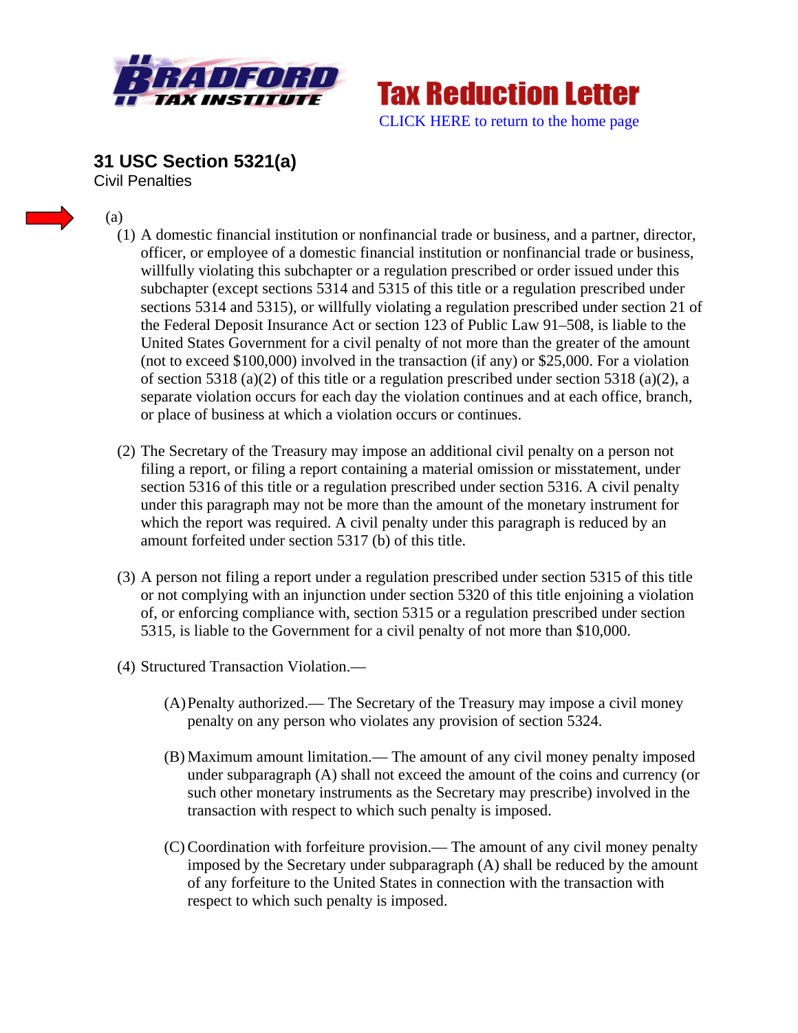**Tax Reduction Letter**

CLICK HERE to return to the home page

## 31 USC Section 5321(a)

Civil Penalties

(a)

(1) A domestic financial institution or nonfinancial trade or business, and a partner, director, officer, or employee of a domestic financial institution or nonfinancial trade or business, willfully violating this subchapter or a regulation prescribed or order issued under this subchapter (except sections 5314 and 5315 of this title or a regulation prescribed under sections 5314 and 5315), or willfully violating a regulation prescribed under section 21 of the Federal Deposit Insurance Act or section 123 of Public Law 91–508, is liable to the United States Government for a civil penalty of not more than the greater of the amount (not to exceed $100,000) involved in the transaction (if any) or $25,000. For a violation of section 5318 (a)(2) of this title or a regulation prescribed under section 5318 (a)(2), a separate violation occurs for each day the violation continues and at each office, branch, or place of business at which a violation occurs or continues.

(2) The Secretary of the Treasury may impose an additional civil penalty on a person not filing a report, or filing a report containing a material omission or misstatement, under section 5316 of this title or a regulation prescribed under section 5316. A civil penalty under this paragraph may not be more than the amount of the monetary instrument for which the report was required. A civil penalty under this paragraph is reduced by an amount forfeited under section 5317 (b) of this title.

(3) A person not filing a report under a regulation prescribed under section 5315 of this title or not complying with an injunction under section 5320 of this title enjoining a violation of, or enforcing compliance with, section 5315 or a regulation prescribed under section 5315, is liable to the Government for a civil penalty of not more than $10,000.

(4) Structured Transaction Violation.—

(A) Penalty authorized.— The Secretary of the Treasury may impose a civil money penalty on any person who violates any provision of section 5324.

(B) Maximum amount limitation.— The amount of any civil money penalty imposed under subparagraph (A) shall not exceed the amount of the coins and currency (or such other monetary instruments as the Secretary may prescribe) involved in the transaction with respect to which such penalty is imposed.

(C) Coordination with forfeiture provision.— The amount of any civil money penalty imposed by the Secretary under subparagraph (A) shall be reduced by the amount of any forfeiture to the United States in connection with the transaction with respect to which such penalty is imposed.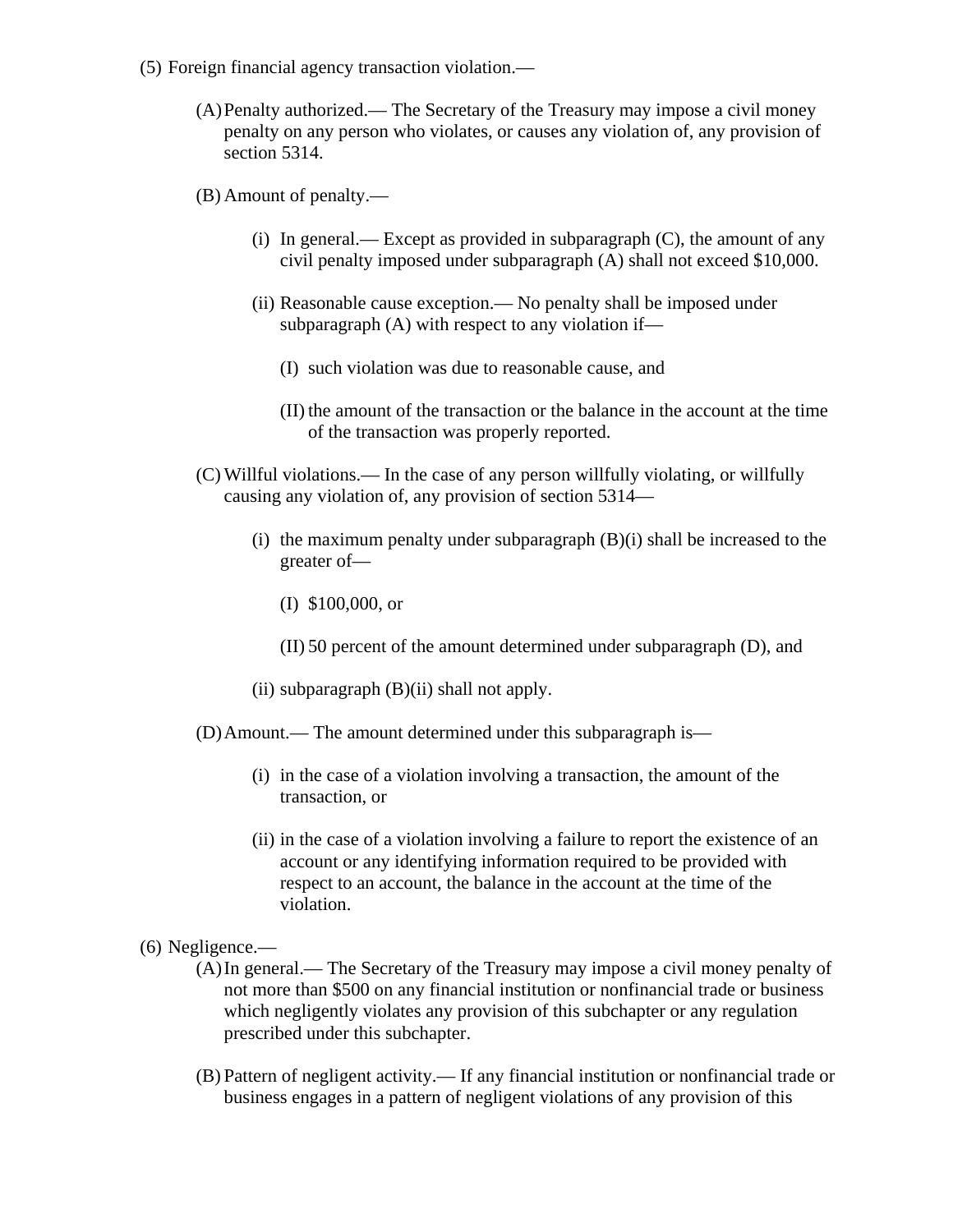(5) Foreign financial agency transaction violation.—

(A) Penalty authorized.— The Secretary of the Treasury may impose a civil money penalty on any person who violates, or causes any violation of, any provision of section 5314.

(B) Amount of penalty.—

(i) In general.— Except as provided in subparagraph (C), the amount of any civil penalty imposed under subparagraph (A) shall not exceed $10,000.

(ii) Reasonable cause exception.— No penalty shall be imposed under subparagraph (A) with respect to any violation if—

(I) such violation was due to reasonable cause, and

(II) the amount of the transaction or the balance in the account at the time of the transaction was properly reported.

(C) Willful violations.— In the case of any person willfully violating, or willfully causing any violation of, any provision of section 5314—

(i) the maximum penalty under subparagraph (B)(i) shall be increased to the greater of—

(I) $100,000, or

(II) 50 percent of the amount determined under subparagraph (D), and

(ii) subparagraph (B)(ii) shall not apply.

(D) Amount.— The amount determined under this subparagraph is—

(i) in the case of a violation involving a transaction, the amount of the transaction, or

(ii) in the case of a violation involving a failure to report the existence of an account or any identifying information required to be provided with respect to an account, the balance in the account at the time of the violation.

(6) Negligence.—

(A) In general.— The Secretary of the Treasury may impose a civil money penalty of not more than $500 on any financial institution or nonfinancial trade or business which negligently violates any provision of this subchapter or any regulation prescribed under this subchapter.

(B) Pattern of negligent activity.— If any financial institution or nonfinancial trade or business engages in a pattern of negligent violations of any provision of this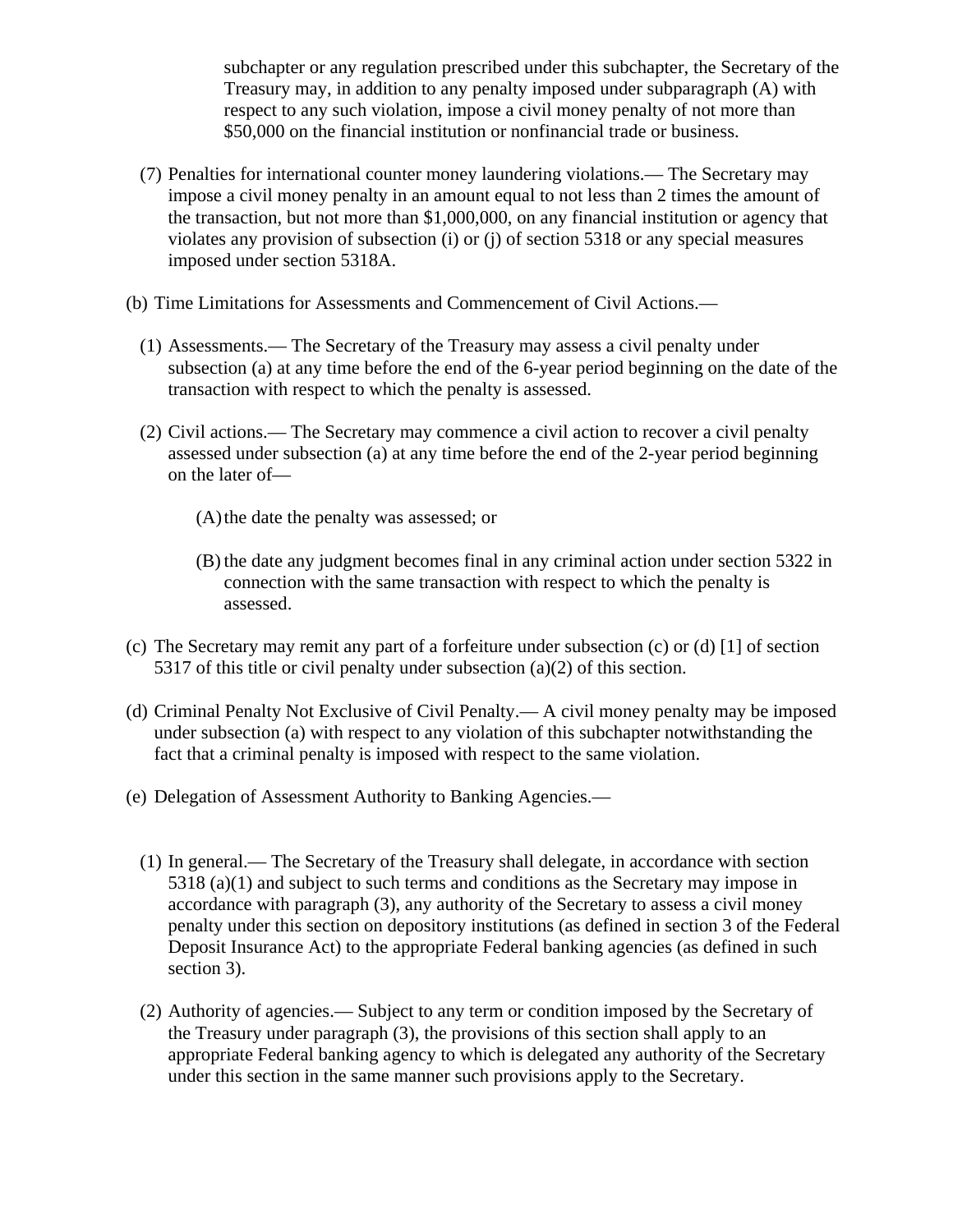subchapter or any regulation prescribed under this subchapter, the Secretary of the Treasury may, in addition to any penalty imposed under subparagraph (A) with respect to any such violation, impose a civil money penalty of not more than $50,000 on the financial institution or nonfinancial trade or business.

(7) Penalties for international counter money laundering violations.— The Secretary may impose a civil money penalty in an amount equal to not less than 2 times the amount of the transaction, but not more than $1,000,000, on any financial institution or agency that violates any provision of subsection (i) or (j) of section 5318 or any special measures imposed under section 5318A.

(b) Time Limitations for Assessments and Commencement of Civil Actions.—

(1) Assessments.— The Secretary of the Treasury may assess a civil penalty under subsection (a) at any time before the end of the 6-year period beginning on the date of the transaction with respect to which the penalty is assessed.

(2) Civil actions.— The Secretary may commence a civil action to recover a civil penalty assessed under subsection (a) at any time before the end of the 2-year period beginning on the later of—

(A) the date the penalty was assessed; or

(B) the date any judgment becomes final in any criminal action under section 5322 in connection with the same transaction with respect to which the penalty is assessed.

(c) The Secretary may remit any part of a forfeiture under subsection (c) or (d) [1] of section 5317 of this title or civil penalty under subsection (a)(2) of this section.

(d) Criminal Penalty Not Exclusive of Civil Penalty.— A civil money penalty may be imposed under subsection (a) with respect to any violation of this subchapter notwithstanding the fact that a criminal penalty is imposed with respect to the same violation.

(e) Delegation of Assessment Authority to Banking Agencies.—

(1) In general.— The Secretary of the Treasury shall delegate, in accordance with section 5318 (a)(1) and subject to such terms and conditions as the Secretary may impose in accordance with paragraph (3), any authority of the Secretary to assess a civil money penalty under this section on depository institutions (as defined in section 3 of the Federal Deposit Insurance Act) to the appropriate Federal banking agencies (as defined in such section 3).

(2) Authority of agencies.— Subject to any term or condition imposed by the Secretary of the Treasury under paragraph (3), the provisions of this section shall apply to an appropriate Federal banking agency to which is delegated any authority of the Secretary under this section in the same manner such provisions apply to the Secretary.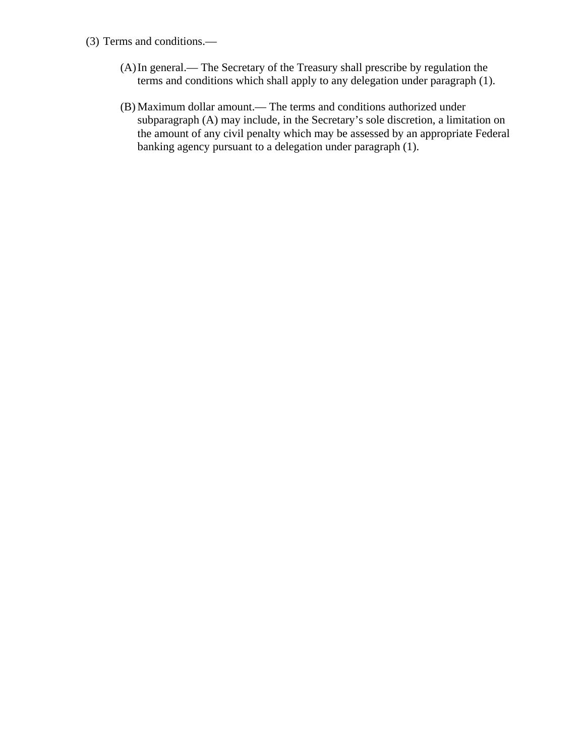(3) Terms and conditions.—

(A) In general.— The Secretary of the Treasury shall prescribe by regulation the terms and conditions which shall apply to any delegation under paragraph (1).

(B) Maximum dollar amount.— The terms and conditions authorized under subparagraph (A) may include, in the Secretary's sole discretion, a limitation on the amount of any civil penalty which may be assessed by an appropriate Federal banking agency pursuant to a delegation under paragraph (1).